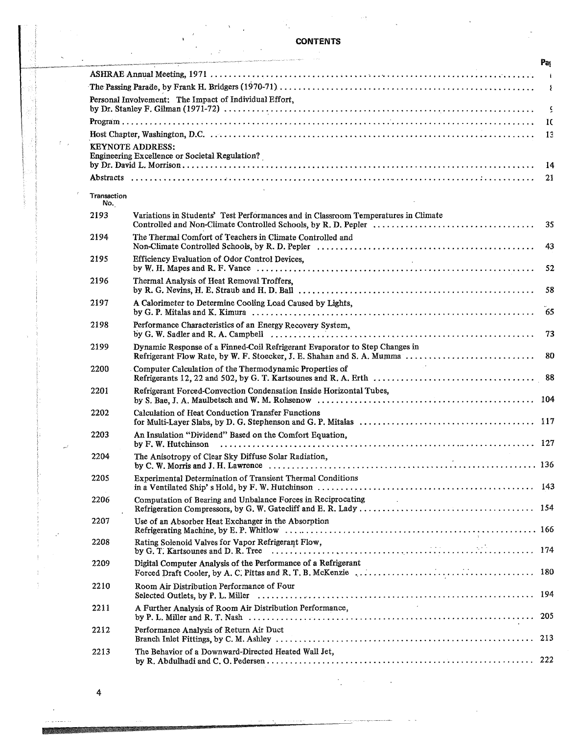# CONTENTS

| | Pag |
|---|---|
| ASHRAE Annual Meeting, 1971 | 1 |
| The Passing Parade, by Frank H. Bridgers (1970-71) | 8 |
| Personal Involvement: The Impact of Individual Effort, by Dr. Stanley F. Gilman (1971-72) | 9 |
| Program | 10 |
| Host Chapter, Washington, D.C. | 13 |
| KEYNOTE ADDRESS: Engineering Excellence or Societal Regulation? by Dr. David L. Morrison | 14 |
| Abstracts | 21 |

| Transaction No. | | |
|---|---|---|
| 2193 | Variations in Students' Test Performances and in Classroom Temperatures in Climate Controlled and Non-Climate Controlled Schools, by R. D. Pepler | 35 |
| 2194 | The Thermal Comfort of Teachers in Climate Controlled and Non-Climate Controlled Schools, by R. D. Pepler | 43 |
| 2195 | Efficiency Evaluation of Odor Control Devices, by W. H. Mapes and R. F. Vance | 52 |
| 2196 | Thermal Analysis of Heat Removal Troffers, by R. G. Nevins, H. E. Straub and H. D. Ball | 58 |
| 2197 | A Calorimeter to Determine Cooling Load Caused by Lights, by G. P. Mitalas and K. Kimura | 65 |
| 2198 | Performance Characteristics of an Energy Recovery System, by G. W. Sadler and R. A. Campbell | 73 |
| 2199 | Dynamic Response of a Finned-Coil Refrigerant Evaporator to Step Changes in Refrigerant Flow Rate, by W. F. Stoecker, J. E. Shahan and S. A. Mumma | 80 |
| 2200 | Computer Calculation of the Thermodynamic Properties of Refrigerants 12, 22 and 502, by G. T. Kartsounes and R. A. Erth | 88 |
| 2201 | Refrigerant Forced-Convection Condensation Inside Horizontal Tubes, by S. Bae, J. A. Maulbetsch and W. M. Rohsenow | 104 |
| 2202 | Calculation of Heat Conduction Transfer Functions for Multi-Layer Slabs, by D. G. Stephenson and G. P. Mitalas | 117 |
| 2203 | An Insulation "Dividend" Based on the Comfort Equation, by F. W. Hutchinson | 127 |
| 2204 | The Anisotropy of Clear Sky Diffuse Solar Radiation, by C. W. Morris and J. H. Lawrence | 136 |
| 2205 | Experimental Determination of Transient Thermal Conditions in a Ventilated Ship' s Hold, by F. W. Hutchinson | 143 |
| 2206 | Computation of Bearing and Unbalance Forces in Reciprocating Refrigeration Compressors, by G. W. Gatecliff and E. R. Lady | 154 |
| 2207 | Use of an Absorber Heat Exchanger in the Absorption Refrigerating Machine, by E. P. Whitlow | 166 |
| 2208 | Rating Solenoid Valves for Vapor Refrigerant Flow, by G. T. Kartsounes and D. R. Tree | 174 |
| 2209 | Digital Computer Analysis of the Performance of a Refrigerant Forced Draft Cooler, by A. C. Pittas and R. T. B. McKenzie | 180 |
| 2210 | Room Air Distribution Performance of Four Selected Outlets, by P. L. Miller | 194 |
| 2211 | A Further Analysis of Room Air Distribution Performance, by P. L. Miller and R. T. Nash | 205 |
| 2212 | Performance Analysis of Return Air Duct Branch Inlet Fittings, by C. M. Ashley | 213 |
| 2213 | The Behavior of a Downward-Directed Heated Wall Jet, by R. Abdulhadi and C. O. Pedersen | 222 |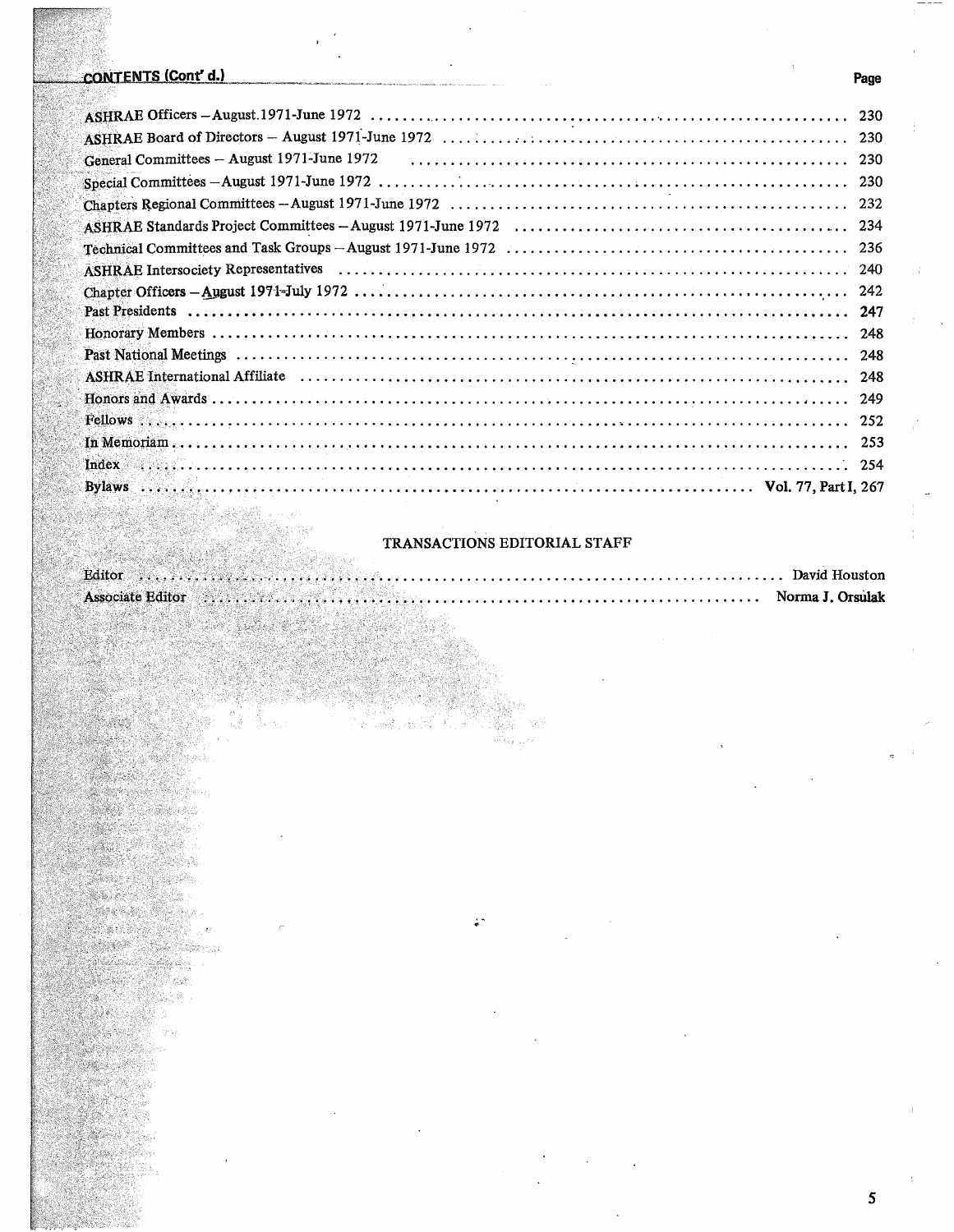## CONTENTS (Cont' d.)

| | Page |
|---|---|
| ASHRAE Officers – August 1971-June 1972 | 230 |
| ASHRAE Board of Directors – August 1971-June 1972 | 230 |
| General Committees – August 1971-June 1972 | 230 |
| Special Committees – August 1971-June 1972 | 230 |
| Chapters Regional Committees – August 1971-June 1972 | 232 |
| ASHRAE Standards Project Committees – August 1971-June 1972 | 234 |
| Technical Committees and Task Groups – August 1971-June 1972 | 236 |
| ASHRAE Intersociety Representatives | 240 |
| Chapter Officers – August 1971-July 1972 | 242 |
| Past Presidents | 247 |
| Honorary Members | 248 |
| Past National Meetings | 248 |
| ASHRAE International Affiliate | 248 |
| Honors and Awards | 249 |
| Fellows | 252 |
| In Memoriam | 253 |
| Index | 254 |
| Bylaws | Vol. 77, Part I, 267 |

### TRANSACTIONS EDITORIAL STAFF

| | |
|---|---|
| Editor | David Houston |
| Associate Editor | Norma J. Orsulak |